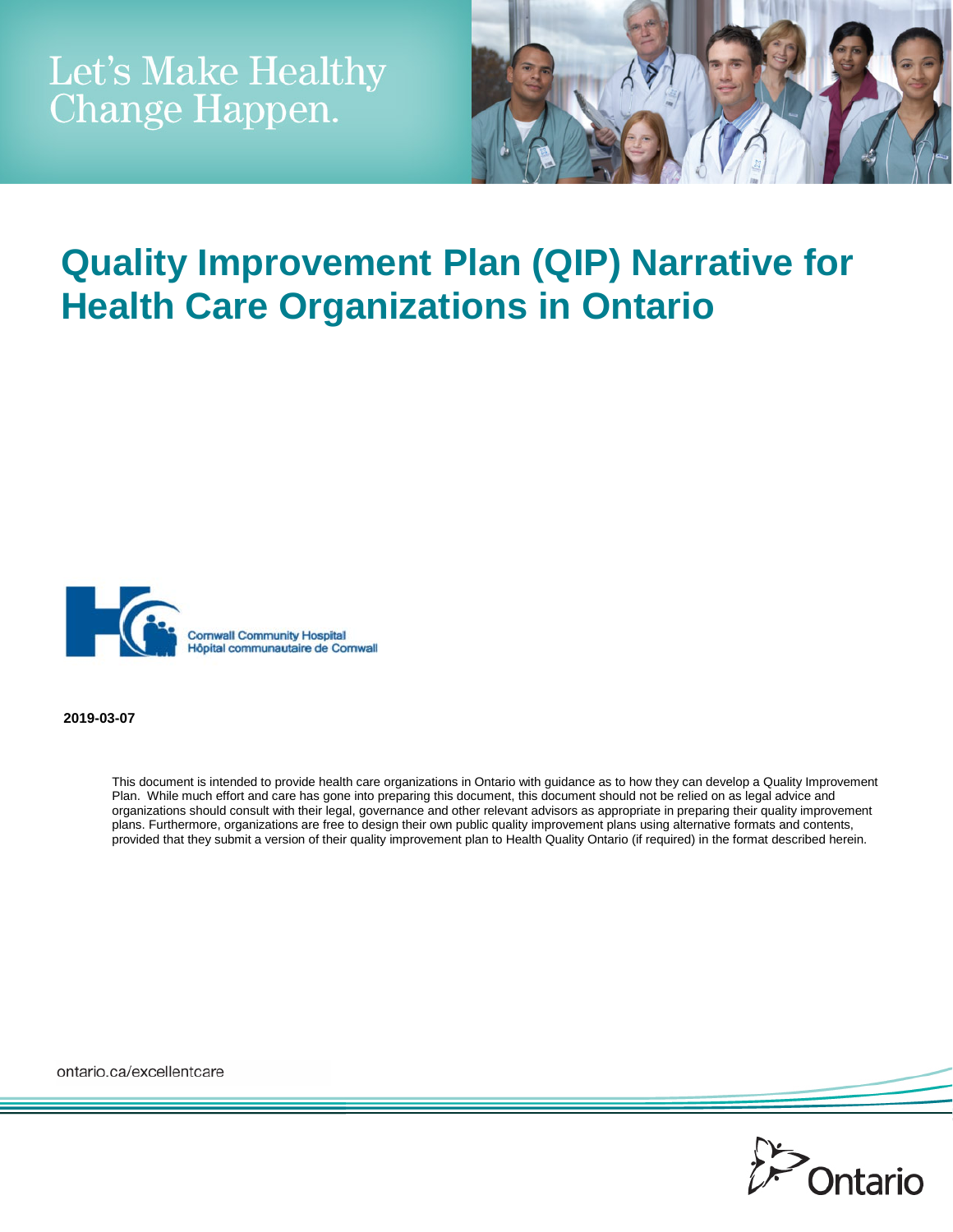Let's Make Healthy Change Happen.

# Quality Improvement Plan (QIP) Narrative for Health Care Organizations in Ontario

Cornwall Community Hospital
Hôpital communautaire de Cornwall

**2019-03-07**

This document is intended to provide health care organizations in Ontario with guidance as to how they can develop a Quality Improvement Plan. While much effort and care has gone into preparing this document, this document should not be relied on as legal advice and organizations should consult with their legal, governance and other relevant advisors as appropriate in preparing their quality improvement plans. Furthermore, organizations are free to design their own public quality improvement plans using alternative formats and contents, provided that they submit a version of their quality improvement plan to Health Quality Ontario (if required) in the format described herein.

ontario.ca/excellentcare

Ontario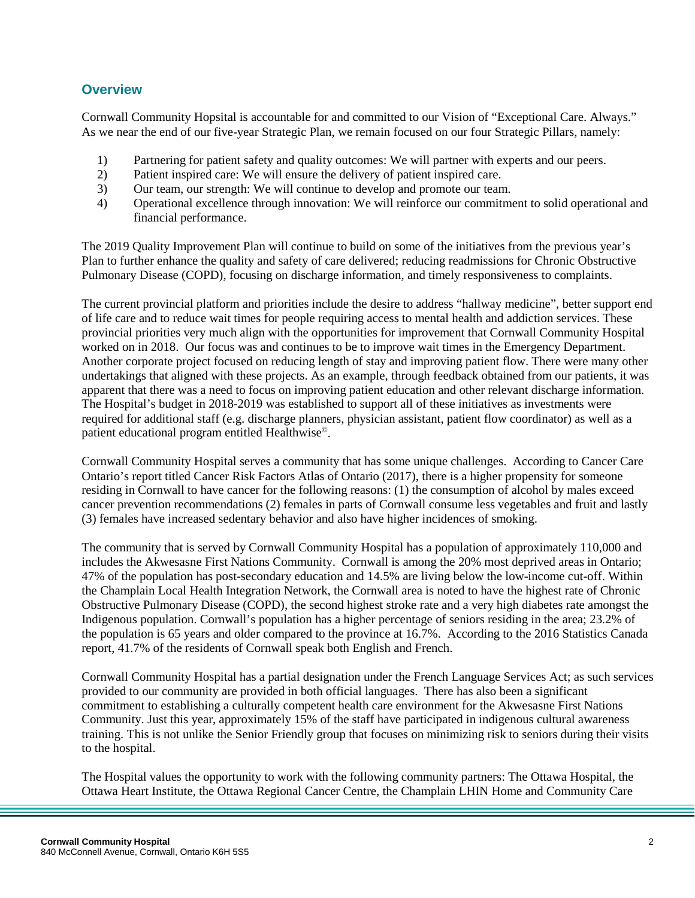## Overview

Cornwall Community Hopsital is accountable for and committed to our Vision of "Exceptional Care. Always." As we near the end of our five-year Strategic Plan, we remain focused on our four Strategic Pillars, namely:

1) Partnering for patient safety and quality outcomes: We will partner with experts and our peers.
2) Patient inspired care: We will ensure the delivery of patient inspired care.
3) Our team, our strength: We will continue to develop and promote our team.
4) Operational excellence through innovation: We will reinforce our commitment to solid operational and financial performance.

The 2019 Quality Improvement Plan will continue to build on some of the initiatives from the previous year's Plan to further enhance the quality and safety of care delivered; reducing readmissions for Chronic Obstructive Pulmonary Disease (COPD), focusing on discharge information, and timely responsiveness to complaints.

The current provincial platform and priorities include the desire to address "hallway medicine", better support end of life care and to reduce wait times for people requiring access to mental health and addiction services. These provincial priorities very much align with the opportunities for improvement that Cornwall Community Hospital worked on in 2018. Our focus was and continues to be to improve wait times in the Emergency Department. Another corporate project focused on reducing length of stay and improving patient flow. There were many other undertakings that aligned with these projects. As an example, through feedback obtained from our patients, it was apparent that there was a need to focus on improving patient education and other relevant discharge information. The Hospital's budget in 2018-2019 was established to support all of these initiatives as investments were required for additional staff (e.g. discharge planners, physician assistant, patient flow coordinator) as well as a patient educational program entitled Healthwise©.

Cornwall Community Hospital serves a community that has some unique challenges. According to Cancer Care Ontario's report titled Cancer Risk Factors Atlas of Ontario (2017), there is a higher propensity for someone residing in Cornwall to have cancer for the following reasons: (1) the consumption of alcohol by males exceed cancer prevention recommendations (2) females in parts of Cornwall consume less vegetables and fruit and lastly (3) females have increased sedentary behavior and also have higher incidences of smoking.

The community that is served by Cornwall Community Hospital has a population of approximately 110,000 and includes the Akwesasne First Nations Community. Cornwall is among the 20% most deprived areas in Ontario; 47% of the population has post-secondary education and 14.5% are living below the low-income cut-off. Within the Champlain Local Health Integration Network, the Cornwall area is noted to have the highest rate of Chronic Obstructive Pulmonary Disease (COPD), the second highest stroke rate and a very high diabetes rate amongst the Indigenous population. Cornwall's population has a higher percentage of seniors residing in the area; 23.2% of the population is 65 years and older compared to the province at 16.7%. According to the 2016 Statistics Canada report, 41.7% of the residents of Cornwall speak both English and French.

Cornwall Community Hospital has a partial designation under the French Language Services Act; as such services provided to our community are provided in both official languages. There has also been a significant commitment to establishing a culturally competent health care environment for the Akwesasne First Nations Community. Just this year, approximately 15% of the staff have participated in indigenous cultural awareness training. This is not unlike the Senior Friendly group that focuses on minimizing risk to seniors during their visits to the hospital.

The Hospital values the opportunity to work with the following community partners: The Ottawa Hospital, the Ottawa Heart Institute, the Ottawa Regional Cancer Centre, the Champlain LHIN Home and Community Care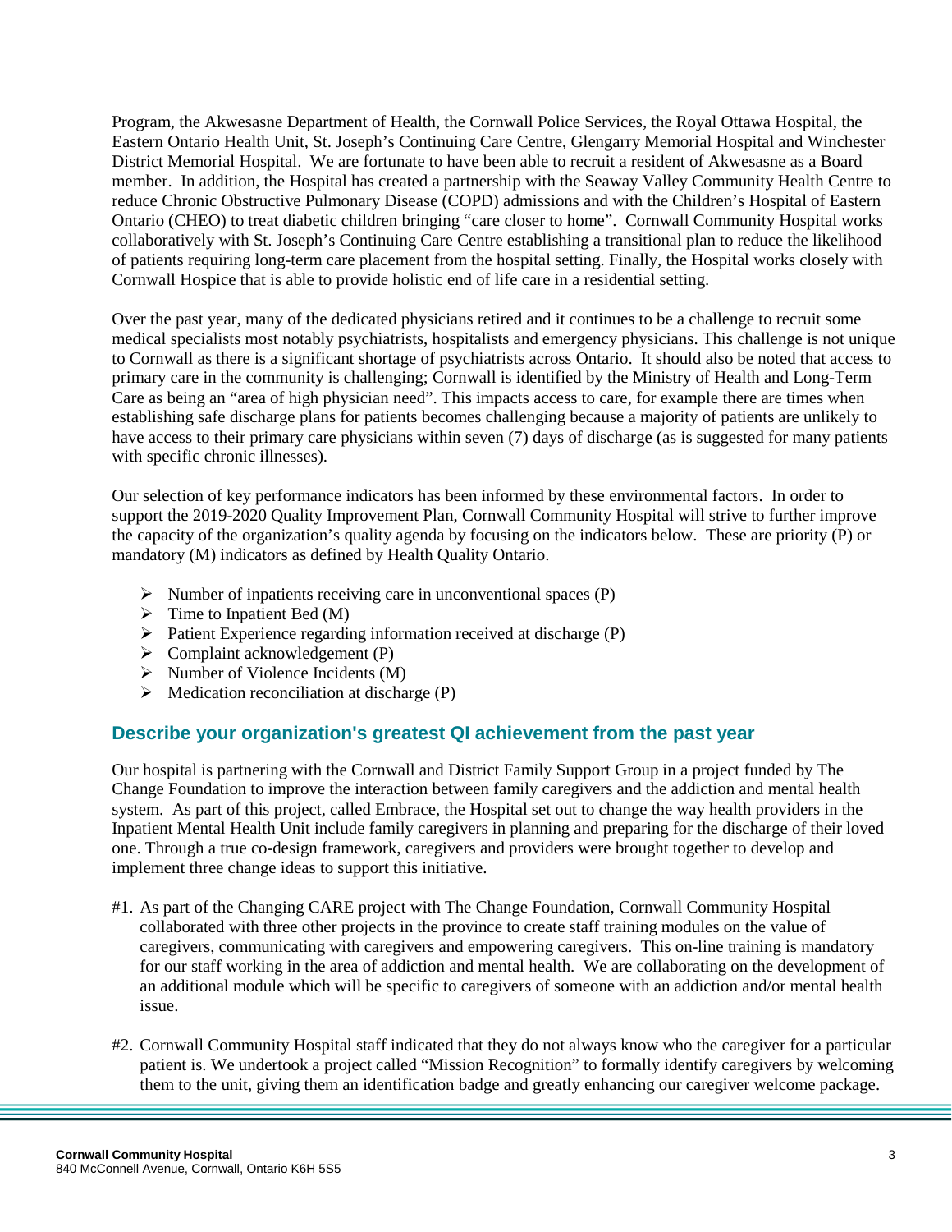Program, the Akwesasne Department of Health, the Cornwall Police Services, the Royal Ottawa Hospital, the Eastern Ontario Health Unit, St. Joseph's Continuing Care Centre, Glengarry Memorial Hospital and Winchester District Memorial Hospital. We are fortunate to have been able to recruit a resident of Akwesasne as a Board member. In addition, the Hospital has created a partnership with the Seaway Valley Community Health Centre to reduce Chronic Obstructive Pulmonary Disease (COPD) admissions and with the Children's Hospital of Eastern Ontario (CHEO) to treat diabetic children bringing "care closer to home". Cornwall Community Hospital works collaboratively with St. Joseph's Continuing Care Centre establishing a transitional plan to reduce the likelihood of patients requiring long-term care placement from the hospital setting. Finally, the Hospital works closely with Cornwall Hospice that is able to provide holistic end of life care in a residential setting.

Over the past year, many of the dedicated physicians retired and it continues to be a challenge to recruit some medical specialists most notably psychiatrists, hospitalists and emergency physicians. This challenge is not unique to Cornwall as there is a significant shortage of psychiatrists across Ontario. It should also be noted that access to primary care in the community is challenging; Cornwall is identified by the Ministry of Health and Long-Term Care as being an "area of high physician need". This impacts access to care, for example there are times when establishing safe discharge plans for patients becomes challenging because a majority of patients are unlikely to have access to their primary care physicians within seven (7) days of discharge (as is suggested for many patients with specific chronic illnesses).

Our selection of key performance indicators has been informed by these environmental factors. In order to support the 2019-2020 Quality Improvement Plan, Cornwall Community Hospital will strive to further improve the capacity of the organization's quality agenda by focusing on the indicators below. These are priority (P) or mandatory (M) indicators as defined by Health Quality Ontario.

- Number of inpatients receiving care in unconventional spaces (P)
- Time to Inpatient Bed (M)
- Patient Experience regarding information received at discharge (P)
- Complaint acknowledgement (P)
- Number of Violence Incidents (M)
- Medication reconciliation at discharge (P)

## Describe your organization's greatest QI achievement from the past year

Our hospital is partnering with the Cornwall and District Family Support Group in a project funded by The Change Foundation to improve the interaction between family caregivers and the addiction and mental health system. As part of this project, called Embrace, the Hospital set out to change the way health providers in the Inpatient Mental Health Unit include family caregivers in planning and preparing for the discharge of their loved one. Through a true co-design framework, caregivers and providers were brought together to develop and implement three change ideas to support this initiative.

#1. As part of the Changing CARE project with The Change Foundation, Cornwall Community Hospital collaborated with three other projects in the province to create staff training modules on the value of caregivers, communicating with caregivers and empowering caregivers. This on-line training is mandatory for our staff working in the area of addiction and mental health. We are collaborating on the development of an additional module which will be specific to caregivers of someone with an addiction and/or mental health issue.

#2. Cornwall Community Hospital staff indicated that they do not always know who the caregiver for a particular patient is. We undertook a project called "Mission Recognition" to formally identify caregivers by welcoming them to the unit, giving them an identification badge and greatly enhancing our caregiver welcome package.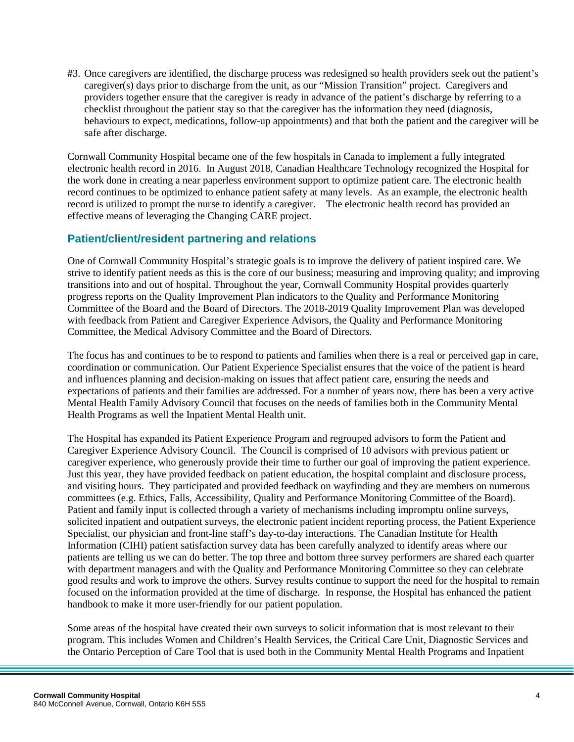#3. Once caregivers are identified, the discharge process was redesigned so health providers seek out the patient's caregiver(s) days prior to discharge from the unit, as our "Mission Transition" project. Caregivers and providers together ensure that the caregiver is ready in advance of the patient's discharge by referring to a checklist throughout the patient stay so that the caregiver has the information they need (diagnosis, behaviours to expect, medications, follow-up appointments) and that both the patient and the caregiver will be safe after discharge.

Cornwall Community Hospital became one of the few hospitals in Canada to implement a fully integrated electronic health record in 2016. In August 2018, Canadian Healthcare Technology recognized the Hospital for the work done in creating a near paperless environment support to optimize patient care. The electronic health record continues to be optimized to enhance patient safety at many levels. As an example, the electronic health record is utilized to prompt the nurse to identify a caregiver. The electronic health record has provided an effective means of leveraging the Changing CARE project.

## Patient/client/resident partnering and relations

One of Cornwall Community Hospital's strategic goals is to improve the delivery of patient inspired care. We strive to identify patient needs as this is the core of our business; measuring and improving quality; and improving transitions into and out of hospital. Throughout the year, Cornwall Community Hospital provides quarterly progress reports on the Quality Improvement Plan indicators to the Quality and Performance Monitoring Committee of the Board and the Board of Directors. The 2018-2019 Quality Improvement Plan was developed with feedback from Patient and Caregiver Experience Advisors, the Quality and Performance Monitoring Committee, the Medical Advisory Committee and the Board of Directors.

The focus has and continues to be to respond to patients and families when there is a real or perceived gap in care, coordination or communication. Our Patient Experience Specialist ensures that the voice of the patient is heard and influences planning and decision-making on issues that affect patient care, ensuring the needs and expectations of patients and their families are addressed. For a number of years now, there has been a very active Mental Health Family Advisory Council that focuses on the needs of families both in the Community Mental Health Programs as well the Inpatient Mental Health unit.

The Hospital has expanded its Patient Experience Program and regrouped advisors to form the Patient and Caregiver Experience Advisory Council. The Council is comprised of 10 advisors with previous patient or caregiver experience, who generously provide their time to further our goal of improving the patient experience. Just this year, they have provided feedback on patient education, the hospital complaint and disclosure process, and visiting hours. They participated and provided feedback on wayfinding and they are members on numerous committees (e.g. Ethics, Falls, Accessibility, Quality and Performance Monitoring Committee of the Board). Patient and family input is collected through a variety of mechanisms including impromptu online surveys, solicited inpatient and outpatient surveys, the electronic patient incident reporting process, the Patient Experience Specialist, our physician and front-line staff's day-to-day interactions. The Canadian Institute for Health Information (CIHI) patient satisfaction survey data has been carefully analyzed to identify areas where our patients are telling us we can do better. The top three and bottom three survey performers are shared each quarter with department managers and with the Quality and Performance Monitoring Committee so they can celebrate good results and work to improve the others. Survey results continue to support the need for the hospital to remain focused on the information provided at the time of discharge. In response, the Hospital has enhanced the patient handbook to make it more user-friendly for our patient population.

Some areas of the hospital have created their own surveys to solicit information that is most relevant to their program. This includes Women and Children's Health Services, the Critical Care Unit, Diagnostic Services and the Ontario Perception of Care Tool that is used both in the Community Mental Health Programs and Inpatient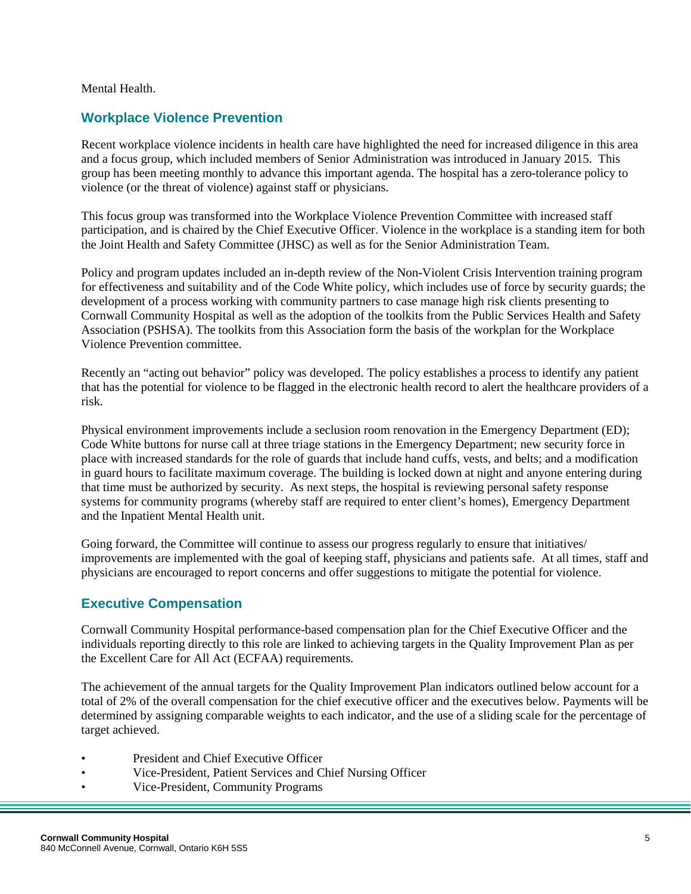Mental Health.

## Workplace Violence Prevention

Recent workplace violence incidents in health care have highlighted the need for increased diligence in this area and a focus group, which included members of Senior Administration was introduced in January 2015. This group has been meeting monthly to advance this important agenda. The hospital has a zero-tolerance policy to violence (or the threat of violence) against staff or physicians.

This focus group was transformed into the Workplace Violence Prevention Committee with increased staff participation, and is chaired by the Chief Executive Officer. Violence in the workplace is a standing item for both the Joint Health and Safety Committee (JHSC) as well as for the Senior Administration Team.

Policy and program updates included an in-depth review of the Non-Violent Crisis Intervention training program for effectiveness and suitability and of the Code White policy, which includes use of force by security guards; the development of a process working with community partners to case manage high risk clients presenting to Cornwall Community Hospital as well as the adoption of the toolkits from the Public Services Health and Safety Association (PSHSA). The toolkits from this Association form the basis of the workplan for the Workplace Violence Prevention committee.

Recently an "acting out behavior" policy was developed. The policy establishes a process to identify any patient that has the potential for violence to be flagged in the electronic health record to alert the healthcare providers of a risk.

Physical environment improvements include a seclusion room renovation in the Emergency Department (ED); Code White buttons for nurse call at three triage stations in the Emergency Department; new security force in place with increased standards for the role of guards that include hand cuffs, vests, and belts; and a modification in guard hours to facilitate maximum coverage. The building is locked down at night and anyone entering during that time must be authorized by security. As next steps, the hospital is reviewing personal safety response systems for community programs (whereby staff are required to enter client's homes), Emergency Department and the Inpatient Mental Health unit.

Going forward, the Committee will continue to assess our progress regularly to ensure that initiatives/ improvements are implemented with the goal of keeping staff, physicians and patients safe. At all times, staff and physicians are encouraged to report concerns and offer suggestions to mitigate the potential for violence.

## Executive Compensation

Cornwall Community Hospital performance-based compensation plan for the Chief Executive Officer and the individuals reporting directly to this role are linked to achieving targets in the Quality Improvement Plan as per the Excellent Care for All Act (ECFAA) requirements.

The achievement of the annual targets for the Quality Improvement Plan indicators outlined below account for a total of 2% of the overall compensation for the chief executive officer and the executives below. Payments will be determined by assigning comparable weights to each indicator, and the use of a sliding scale for the percentage of target achieved.

- President and Chief Executive Officer
- Vice-President, Patient Services and Chief Nursing Officer
- Vice-President, Community Programs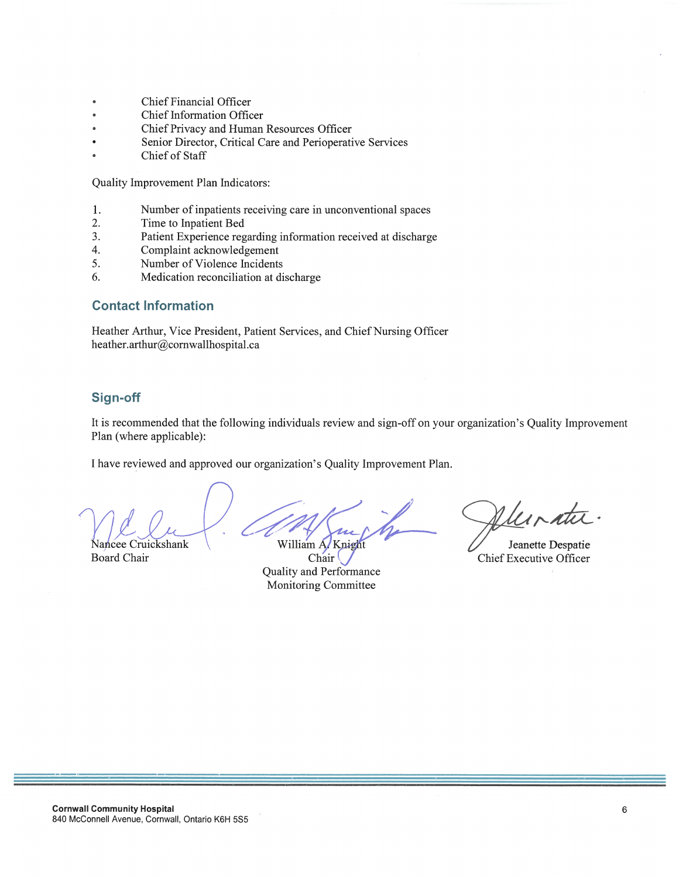- Chief Financial Officer
- Chief Information Officer
- Chief Privacy and Human Resources Officer
- Senior Director, Critical Care and Perioperative Services
- Chief of Staff

Quality Improvement Plan Indicators:

1. Number of inpatients receiving care in unconventional spaces
2. Time to Inpatient Bed
3. Patient Experience regarding information received at discharge
4. Complaint acknowledgement
5. Number of Violence Incidents
6. Medication reconciliation at discharge

## Contact Information

Heather Arthur, Vice President, Patient Services, and Chief Nursing Officer
heather.arthur@cornwallhospital.ca

## Sign-off

It is recommended that the following individuals review and sign-off on your organization's Quality Improvement Plan (where applicable):

I have reviewed and approved our organization's Quality Improvement Plan.

Nancee Cruickshank
Board Chair

William A. Knight
Chair
Quality and Performance
Monitoring Committee

Jeanette Despatie
Chief Executive Officer

**Cornwall Community Hospital**
840 McConnell Avenue, Cornwall, Ontario K6H 5S5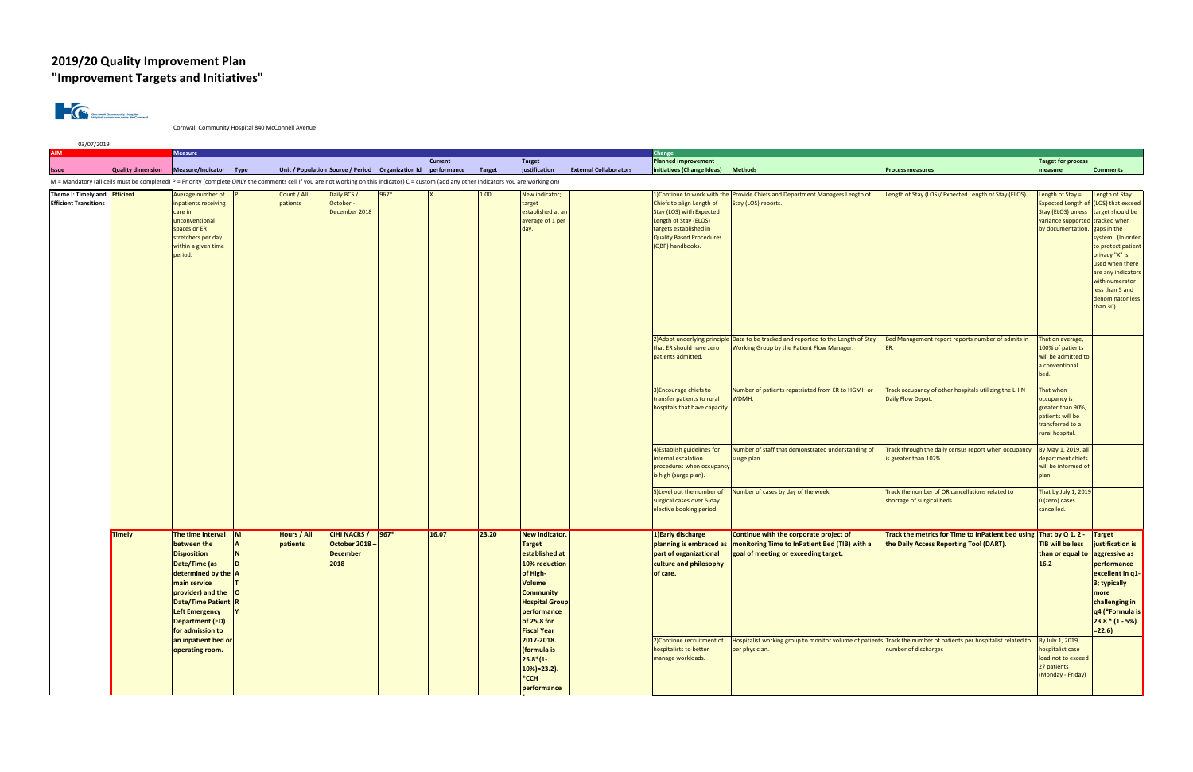# 2019/20 Quality Improvement Plan
# "Improvement Targets and Initiatives"

Cornwall Community Hospital 840 McConnell Avenue

03/07/2019

| AIM | | Measure | | | | | | | | | | Change | | | | |
|---|---|---|---|---|---|---|---|---|---|---|---|---|---|---|---|---|
| Issue | Quality dimension | Measure/Indicator | Type | Unit / Population | Source / Period | Organization Id | Current performance | Target | Target justification | External Collaborators | Planned improvement initiatives (Change Ideas) | Methods | Process measures | Target for process measure | Comments |
| Theme I: Timely and Efficient Transitions | Efficient | Average number of inpatients receiving care in unconventional spaces or ER stretchers per day within a given time period. | P | Count / All patients | Daily BCS / October - December 2018 | 967* | X | 1.00 | New indicator; target established at an average of 1 per day. | | 1)Continue to work with the Chiefs to align Length of Stay (LOS) with Expected Length of Stay (ELOS) targets established in Quality Based Procedures (QBP) handbooks. | Provide Chiefs and Department Managers Length of Stay (LOS) reports. | Length of Stay (LOS)/ Expected Length of Stay (ELOS). | Length of Stay = Expected Length of Stay (ELOS) unless variance supported by documentation. | Length of Stay (LOS) that exceed target should be tracked when gaps in the system. (In order to protect patient privacy "X" is used when there are any indicators with numerator less than 5 and denominator less than 30) |
| | | | | | | | | | | | 2)Adopt underlying principle that ER should have zero patients admitted. | Data to be tracked and reported to the Length of Stay Working Group by the Patient Flow Manager. | Bed Management report reports number of admits in ER. | That on average, 100% of patients will be admitted to a conventional bed. | |
| | | | | | | | | | | | 3)Encourage chiefs to transfer patients to rural hospitals that have capacity. | Number of patients repatriated from ER to HGMH or WDMH. | Track occupancy of other hospitals utilizing the LHIN Daily Flow Depot. | That when occupancy is greater than 90%, patients will be transferred to a rural hospital. | |
| | | | | | | | | | | | 4)Establish guidelines for internal escalation procedures when occupancy is high (surge plan). | Number of staff that demonstrated understanding of surge plan. | Track through the daily census report when occupancy is greater than 102%. | By May 1, 2019, all department chiefs will be informed of plan. | |
| | | | | | | | | | | | 5)Level out the number of surgical cases over 5-day elective booking period. | Number of cases by day of the week. | Track the number of OR cancellations related to shortage of surgical beds. | That by July 1, 2019 0 (zero) cases cancelled. | |
| | **Timely** | **The time interval between the Disposition Date/Time (as determined by the main service provider) and the Date/Time Patient Left Emergency Department (ED) for admission to an inpatient bed or operating room.** | **MANDATORY** | **Hours / All patients** | **CIHI NACRS / October 2018 – December 2018** | **967*** | **16.07** | **23.20** | **New indicator. Target established at 10% reduction of High-Volume Community Hospital Group performance of 25.8 for Fiscal Year 2017-2018. (formula is 25.8*(1-10%)=23.2). *CCH performance** | | **1)Early discharge planning is embraced as part of organizational culture and philosophy of care.** | **Continue with the corporate project of monitoring Time to InPatient Bed (TIB) with a goal of meeting or exceeding target.** | **Track the metrics for Time to InPatient bed using the Daily Access Reporting Tool (DART).** | **That by Q 1, 2 - TIB will be less than or equal to 16.2** | **Target justification is aggressive as performance excellent in q1-3; typically more challenging in q4 (*Formula is 23.8 * (1 - 5%) =22.6)** |
| | | | | | | | | | | | 2)Continue recruitment of hospitalists to better manage workloads. | Hospitalist working group to monitor volume of patients per physician. | Track the number of patients per hospitalist related to number of discharges | By July 1, 2019, hospitalist case load not to exceed 27 patients (Monday - Friday) | |

M = Mandatory (all cells must be completed) P = Priority (complete ONLY the comments cell if you are not working on this indicator) C = custom (add any other indicators you are working on)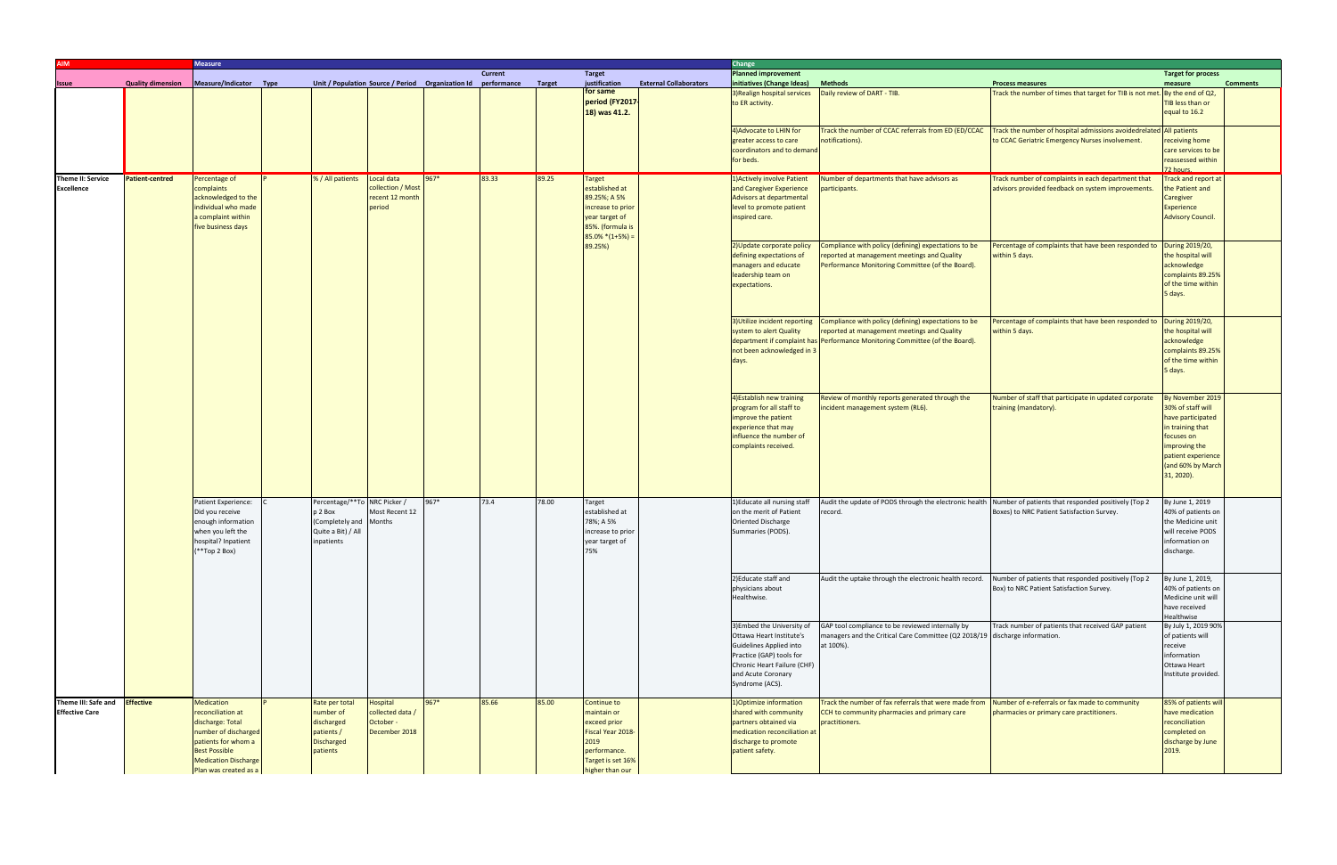| AIM | | Measure | | | | | | | | | Change | | | | |
|---|---|---|---|---|---|---|---|---|---|---|---|---|---|---|---|
| Issue | Quality dimension | Measure/Indicator | Type | Unit / Population | Source / Period | Organization Id | Current performance | Target | Target justification | External Collaborators | Planned improvement initiatives (Change Ideas) | Methods | Process measures | Target for process measure | Comments |
| | | | | | | | | | for same period (FY2017-18) was 41.2. | | 3)Realign hospital services to ER activity. | Daily review of DART - TIB. | Track the number of times that target for TIB is not met. | By the end of Q2, TIB less than or equal to 16.2 | |
| | | | | | | | | | | | 4)Advocate to LHIN for greater access to care coordinators and to demand for beds. | Track the number of CCAC referrals from ED (ED/CCAC notifications). | Track the number of hospital admissions avoidedrelated to CCAC Geriatric Emergency Nurses involvement. | All patients receiving home care services to be reassessed within 72 hours. | |
| Theme II: Service Excellence | Patient-centred | Percentage of complaints acknowledged to the individual who made a complaint within five business days | P | % / All patients | Local data collection / Most recent 12 month period | 967* | 83.33 | 89.25 | Target established at 89.25%; A 5% increase to prior year target of 85%. (formula is 85.0% *(1+5%) = 89.25%) | | 1)Actively involve Patient and Caregiver Experience Advisors at departmental level to promote patient inspired care. | Number of departments that have advisors as participants. | Track number of complaints in each department that advisors provided feedback on system improvements. | Track and report at the Patient and Caregiver Experience Advisory Council. | |
| | | | | | | | | | | | 2)Update corporate policy defining expectations of managers and educate leadership team on expectations. | Compliance with policy (defining) expectations to be reported at management meetings and Quality Performance Monitoring Committee (of the Board). | Percentage of complaints that have been responded to within 5 days. | During 2019/20, the hospital will acknowledge complaints 89.25% of the time within 5 days. | |
| | | | | | | | | | | | 3)Utilize incident reporting system to alert Quality department if complaint has not been acknowledged in 3 days. | Compliance with policy (defining) expectations to be reported at management meetings and Quality Performance Monitoring Committee (of the Board). | Percentage of complaints that have been responded to within 5 days. | During 2019/20, the hospital will acknowledge complaints 89.25% of the time within 5 days. | |
| | | | | | | | | | | | 4)Establish new training program for all staff to improve the patient experience that may influence the number of complaints received. | Review of monthly reports generated through the incident management system (RL6). | Number of staff that participate in updated corporate training (mandatory). | By November 2019 30% of staff will have participated in training that focuses on improving the patient experience (and 60% by March 31, 2020). | |
| | | Patient Experience: Did you receive enough information when you left the hospital? Inpatient (**Top 2 Box) | C | Percentage/**Top 2 Box (Completely and Quite a Bit) / All inpatients | NRC Picker / Most Recent 12 Months | 967* | 73.4 | 78.00 | Target established at 78%; A 5% increase to prior year target of 75% | | 1)Educate all nursing staff on the merit of Patient Oriented Discharge Summaries (PODS). | Audit the update of PODS through the electronic health record. | Number of patients that responded positively (Top 2 Boxes) to NRC Patient Satisfaction Survey. | By June 1, 2019 40% of patients on the Medicine unit will receive PODS information on discharge. | |
| | | | | | | | | | | | 2)Educate staff and physicians about Healthwise. | Audit the uptake through the electronic health record. | Number of patients that responded positively (Top 2 Box) to NRC Patient Satisfaction Survey. | By June 1, 2019, 40% of patients on Medicine unit will have received Healthwise | |
| | | | | | | | | | | | 3)Embed the University of Ottawa Heart Institute's Guidelines Applied into Practice (GAP) tools for Chronic Heart Failure (CHF) and Acute Coronary Syndrome (ACS). | GAP tool compliance to be reviewed internally by managers and the Critical Care Committee (Q2 2018/19 at 100%). | Track number of patients that received GAP patient discharge information. | By July 1, 2019 90% of patients will receive information Ottawa Heart Institute provided. | |
| Theme III: Safe and Effective Care | Effective | Medication reconciliation at discharge: Total number of discharged patients for whom a Best Possible Medication Discharge Plan was created as a | P | Rate per total number of discharged patients / Discharged patients | Hospital collected data / October - December 2018 | 967* | 85.66 | 85.00 | Continue to maintain or exceed prior Fiscal Year 2018-2019 performance. Target is set 16% higher than our | | 1)Optimize information shared with community partners obtained via medication reconciliation at discharge to promote patient safety. | Track the number of fax referrals that were made from CCH to community pharmacies and primary care practitioners. | Number of e-referrals or fax made to community pharmacies or primary care practitioners. | 85% of patients will have medication reconciliation completed on discharge by June 2019. | |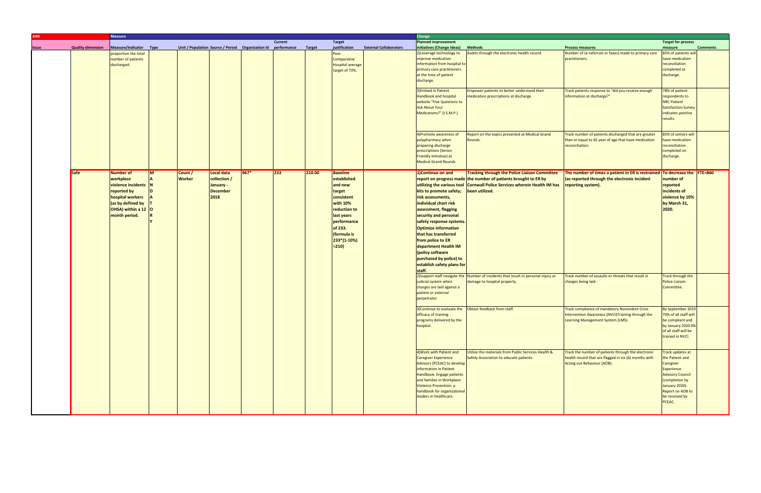| AIM | | Measure | | | | | | | | | Change | | | | |
|---|---|---|---|---|---|---|---|---|---|---|---|---|---|---|---|
| Issue | Quality dimension | Measure/Indicator | Type | Unit / Population | Source / Period | Organization Id | Current performance | Target | Target justification | External Collaborators | Planned improvement initiatives (Change Ideas) | Methods | Process measures | Target for process measure | Comments |
| | | proportion the total number of patients discharged. | | | | | | | Peer Comparative Hospital average target of 73%. | | 2)Leverage technology to improve medication information from hospital to primary care practitioners at the time of patient discharge. | Audits through the electronic health record. | Number of (e-referrals or faxes) made to primary care practitioners. | 85% of patients will have medication reconciliation completed at discharge. | |
| | | | | | | | | | | | 3)Embed in Patient Handbook and hospital website "Five Questions to Ask About Your Medications?" (I.S.M.P.) | Empower patients to better understand their medication prescriptions at discharge | Track patients response to "did you receive enough information at discharge?" | 78% of patient respondents to NRC Patient Satisfaction Survey indicates positive results. | |
| | | | | | | | | | | | 4)Promote awareness of polypharmacy when preparing discharge prescriptions (Senior Friendly Initiative) at Medical Grand Rounds. | Report on the topics presented at Medical Grand Rounds. | Track number of patients discharged that are greater than or equal to 65 year of age that have medication reconciliation. | 85% of seniors will have medication reconciliation completed on discharge. | |
| | **Safe** | **Number of workplace violence incidents reported by hospital workers (as by defined by OHSA) within a 12 month period.** | **MANDATORY** | **Count / Worker** | **Local data collection / January - December 2018** | **967*** | **233** | **210.00** | **Baseline established and new target consistent with 10% reduction to last years performance of 233. (formula is 233*(1-10%) =210)** | | **1)Continue on and report on progress made utilizing the various tool kits to promote safety; risk assessments, individual chart risk assessment, flagging security and personal safety response systems. Optimize information that has transferred from police to ER department Health IM (policy software purchased by police) to establish safety plans for staff.** | **Tracking through the Police Liaison Committee the number of patients brought to ER by Cornwall Police Services wherein Health IM has been utilized.** | **The number of times a patient in ER is restrained (as reported through the electronic incident reporting system).** | **To decrease the number of reported incidents of violence by 10% by March 31, 2020.** | **FTE=860** |
| | | | | | | | | | | | 2)Support staff navigate the judicial system when charges are laid against a patient or external perpetrator. | Number of incidents that result in personal injury or damage to hospital property. | Track number of assaults or threats that result in charges being laid. | Track through the Police Liaison Committee. | |
| | | | | | | | | | | | 3)Continue to evaluate the efficacy of training programs delivered by the hospital. | Obtain feedback from staff. | Track compliance of mandatory Nonviolent Crisis Intervention Awareness (NVCI)Training through the Learning Management System (LMS). | By September 2019 70% of all staff will be compliant and by January 2020 0% of all staff will be trained in NVCI. | |
| | | | | | | | | | | | 4)Work with Patient and Caregiver Experience Advisors (PCEAC) to develop information in Patient Handbook. Engage patients and families in Workplace Violence Prevention: a handbook for organizational leaders in healthcare. | Utilize the materials from Public Services Health & Safety Association to educate patients. | Track the number of patients through the electronic health record that are flagged in six (6) months with Acting out Behaviour (AOB). | Track updates at the Patient and Caregiver Experience Advisory Council (completion by January 2020). Report on AOB to be received by PCEAC. | |